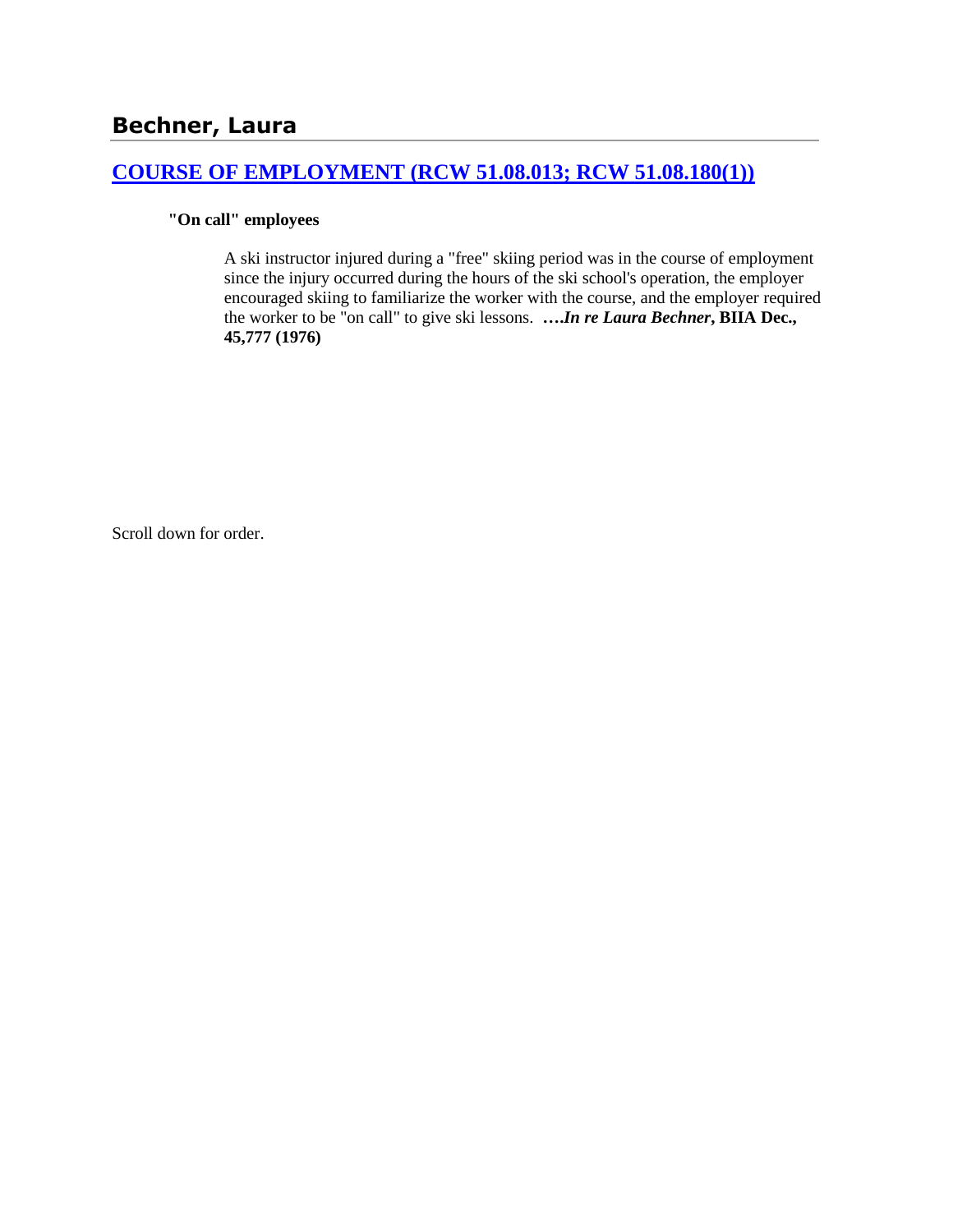## Bechner, Laura

### [COURSE OF EMPLOYMENT (RCW 51.08.013; RCW 51.08.180(1))]

**"On call" employees**

> A ski instructor injured during a "free" skiing period was in the course of employment since the injury occurred during the hours of the ski school's operation, the employer encouraged skiing to familiarize the worker with the course, and the employer required the worker to be "on call" to give ski lessons. **….*In re Laura Bechner*, BIIA Dec., 45,777 (1976)**

Scroll down for order.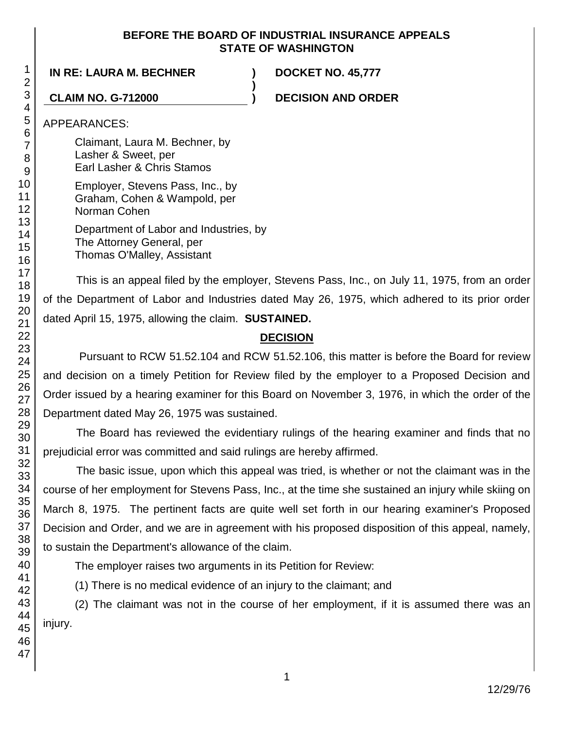**BEFORE THE BOARD OF INDUSTRIAL INSURANCE APPEALS**
**STATE OF WASHINGTON**

| | | |
|---|---|---|
| **IN RE: LAURA M. BECHNER** | **)** | **DOCKET NO. 45,777** |
| | **)** | |
| **CLAIM NO. G-712000** | **)** | **DECISION AND ORDER** |

APPEARANCES:

Claimant, Laura M. Bechner, by
Lasher & Sweet, per
Earl Lasher & Chris Stamos

Employer, Stevens Pass, Inc., by
Graham, Cohen & Wampold, per
Norman Cohen

Department of Labor and Industries, by
The Attorney General, per
Thomas O'Malley, Assistant

This is an appeal filed by the employer, Stevens Pass, Inc., on July 11, 1975, from an order of the Department of Labor and Industries dated May 26, 1975, which adhered to its prior order dated April 15, 1975, allowing the claim. **SUSTAINED.**

## DECISION

Pursuant to RCW 51.52.104 and RCW 51.52.106, this matter is before the Board for review and decision on a timely Petition for Review filed by the employer to a Proposed Decision and Order issued by a hearing examiner for this Board on November 3, 1976, in which the order of the Department dated May 26, 1975 was sustained.

The Board has reviewed the evidentiary rulings of the hearing examiner and finds that no prejudicial error was committed and said rulings are hereby affirmed.

The basic issue, upon which this appeal was tried, is whether or not the claimant was in the course of her employment for Stevens Pass, Inc., at the time she sustained an injury while skiing on March 8, 1975. The pertinent facts are quite well set forth in our hearing examiner's Proposed Decision and Order, and we are in agreement with his proposed disposition of this appeal, namely, to sustain the Department's allowance of the claim.

The employer raises two arguments in its Petition for Review:

(1) There is no medical evidence of an injury to the claimant; and

(2) The claimant was not in the course of her employment, if it is assumed there was an injury.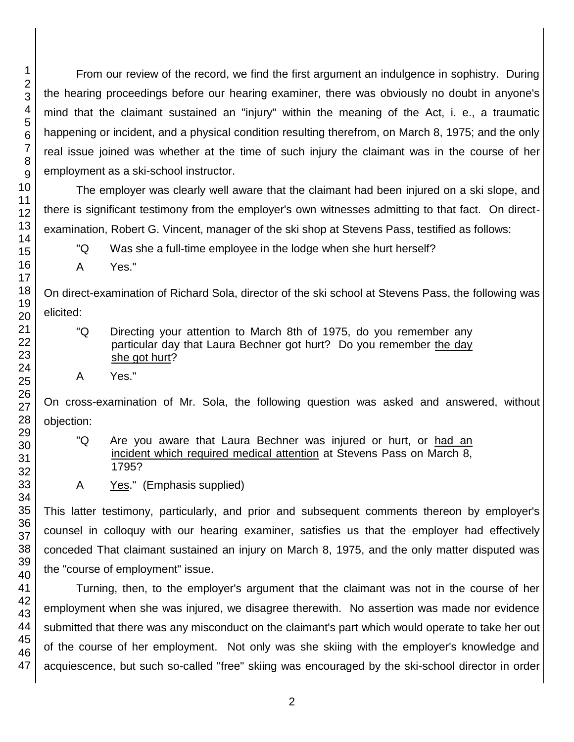From our review of the record, we find the first argument an indulgence in sophistry. During the hearing proceedings before our hearing examiner, there was obviously no doubt in anyone's mind that the claimant sustained an "injury" within the meaning of the Act, i. e., a traumatic happening or incident, and a physical condition resulting therefrom, on March 8, 1975; and the only real issue joined was whether at the time of such injury the claimant was in the course of her employment as a ski-school instructor.

The employer was clearly well aware that the claimant had been injured on a ski slope, and there is significant testimony from the employer's own witnesses admitting to that fact. On direct-examination, Robert G. Vincent, manager of the ski shop at Stevens Pass, testified as follows:

> "Q Was she a full-time employee in the lodge when she hurt herself?
>
> A Yes."

On direct-examination of Richard Sola, director of the ski school at Stevens Pass, the following was elicited:

> "Q Directing your attention to March 8th of 1975, do you remember any particular day that Laura Bechner got hurt? Do you remember the day she got hurt?
>
> A Yes."

On cross-examination of Mr. Sola, the following question was asked and answered, without objection:

> "Q Are you aware that Laura Bechner was injured or hurt, or had an incident which required medical attention at Stevens Pass on March 8, 1795?
>
> A Yes." (Emphasis supplied)

This latter testimony, particularly, and prior and subsequent comments thereon by employer's counsel in colloquy with our hearing examiner, satisfies us that the employer had effectively conceded That claimant sustained an injury on March 8, 1975, and the only matter disputed was the "course of employment" issue.

Turning, then, to the employer's argument that the claimant was not in the course of her employment when she was injured, we disagree therewith. No assertion was made nor evidence submitted that there was any misconduct on the claimant's part which would operate to take her out of the course of her employment. Not only was she skiing with the employer's knowledge and acquiescence, but such so-called "free" skiing was encouraged by the ski-school director in order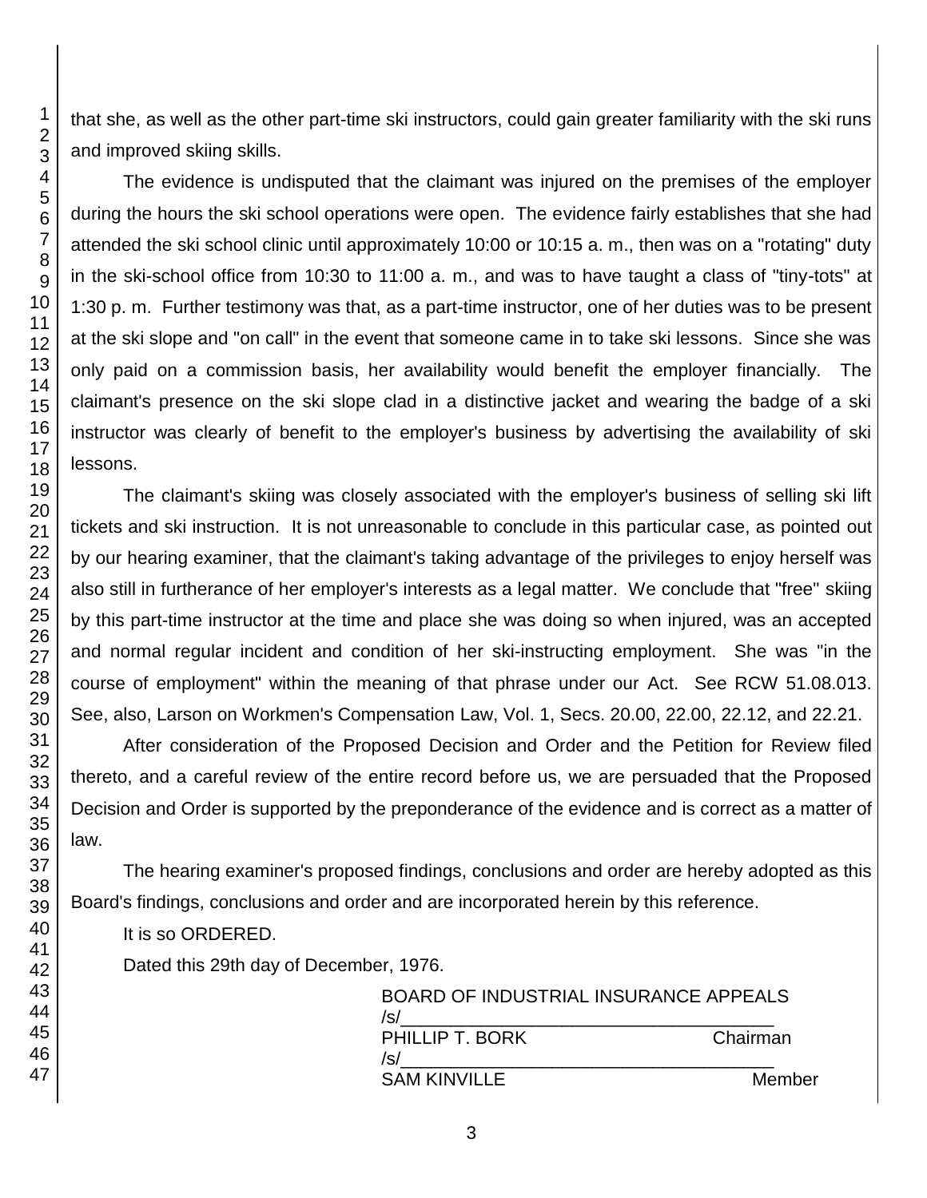that she, as well as the other part-time ski instructors, could gain greater familiarity with the ski runs and improved skiing skills.

The evidence is undisputed that the claimant was injured on the premises of the employer during the hours the ski school operations were open. The evidence fairly establishes that she had attended the ski school clinic until approximately 10:00 or 10:15 a. m., then was on a "rotating" duty in the ski-school office from 10:30 to 11:00 a. m., and was to have taught a class of "tiny-tots" at 1:30 p. m. Further testimony was that, as a part-time instructor, one of her duties was to be present at the ski slope and "on call" in the event that someone came in to take ski lessons. Since she was only paid on a commission basis, her availability would benefit the employer financially. The claimant's presence on the ski slope clad in a distinctive jacket and wearing the badge of a ski instructor was clearly of benefit to the employer's business by advertising the availability of ski lessons.

The claimant's skiing was closely associated with the employer's business of selling ski lift tickets and ski instruction. It is not unreasonable to conclude in this particular case, as pointed out by our hearing examiner, that the claimant's taking advantage of the privileges to enjoy herself was also still in furtherance of her employer's interests as a legal matter. We conclude that "free" skiing by this part-time instructor at the time and place she was doing so when injured, was an accepted and normal regular incident and condition of her ski-instructing employment. She was "in the course of employment" within the meaning of that phrase under our Act. See RCW 51.08.013. See, also, Larson on Workmen's Compensation Law, Vol. 1, Secs. 20.00, 22.00, 22.12, and 22.21.

After consideration of the Proposed Decision and Order and the Petition for Review filed thereto, and a careful review of the entire record before us, we are persuaded that the Proposed Decision and Order is supported by the preponderance of the evidence and is correct as a matter of law.

The hearing examiner's proposed findings, conclusions and order are hereby adopted as this Board's findings, conclusions and order and are incorporated herein by this reference.

It is so ORDERED.

Dated this 29th day of December, 1976.

BOARD OF INDUSTRIAL INSURANCE APPEALS

/s/\_\_\_\_\_\_\_\_\_\_\_\_\_\_\_\_\_\_\_\_\_\_\_\_\_\_\_\_\_\_\_\_\_\_\_\_\_\_

PHILLIP T. BORK Chairman

/s/\_\_\_\_\_\_\_\_\_\_\_\_\_\_\_\_\_\_\_\_\_\_\_\_\_\_\_\_\_\_\_\_\_\_\_\_\_\_

SAM KINVILLE Member